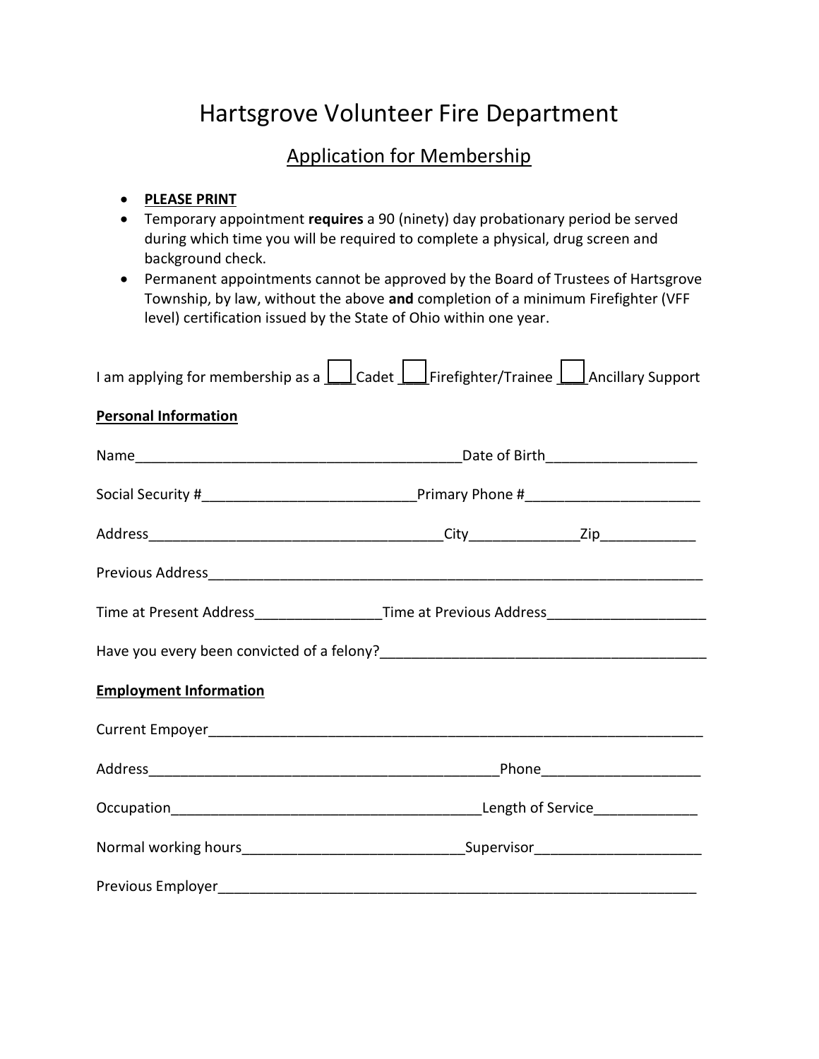# Hartsgrove Volunteer Fire Department

## Application for Membership

- **PLEASE PRINT**
- Temporary appointment **requires** a 90 (ninety) day probationary period be served during which time you will be required to complete a physical, drug screen and background check.
- Permanent appointments cannot be approved by the Board of Trustees of Hartsgrove Township, by law, without the above **and** completion of a minimum Firefighter (VFF level) certification issued by the State of Ohio within one year.

I am applying for membership as a ☐ Cadet ☐ Firefighter/Trainee ☐ Ancillary Support

**Personal Information**

Name_________________________________________Date of Birth___________________

Social Security #___________________________Primary Phone #______________________

Address_____________________________________City_____________Zip____________

Previous Address_________________________________________________________________

Time at Present Address________________Time at Previous Address____________________

Have you every been convicted of a felony?_________________________________________

**Employment Information**

Current Empoyer_________________________________________________________________

Address____________________________________________Phone____________________

Occupation_______________________________________Length of Service_____________

Normal working hours___________________________Supervisor_____________________

Previous Employer_______________________________________________________________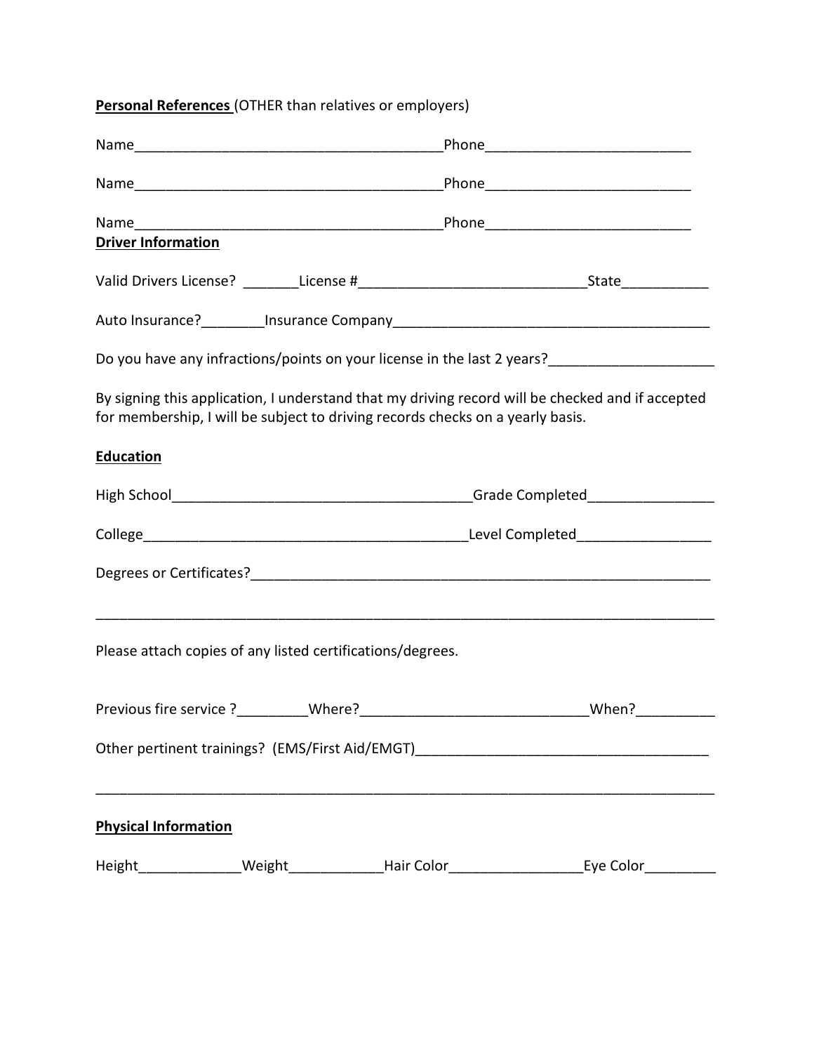**Personal References** (OTHER than relatives or employers)

Name________________________________________Phone__________________________

Name________________________________________Phone__________________________

Name________________________________________Phone__________________________

**Driver Information**

Valid Drivers License? _______License #_____________________________State___________

Auto Insurance?________Insurance Company_________________________________________

Do you have any infractions/points on your license in the last 2 years?____________________

By signing this application, I understand that my driving record will be checked and if accepted for membership, I will be subject to driving records checks on a yearly basis.

**Education**

High School_______________________________________Grade Completed________________

College__________________________________________Level Completed_________________

Degrees or Certificates?___________________________________________________________

_______________________________________________________________________________

Please attach copies of any listed certifications/degrees.

Previous fire service ?_________Where?____________________________When?__________

Other pertinent trainings? (EMS/First Aid/EMGT)_____________________________________

_______________________________________________________________________________

**Physical Information**

Height_____________Weight____________Hair Color_________________Eye Color_________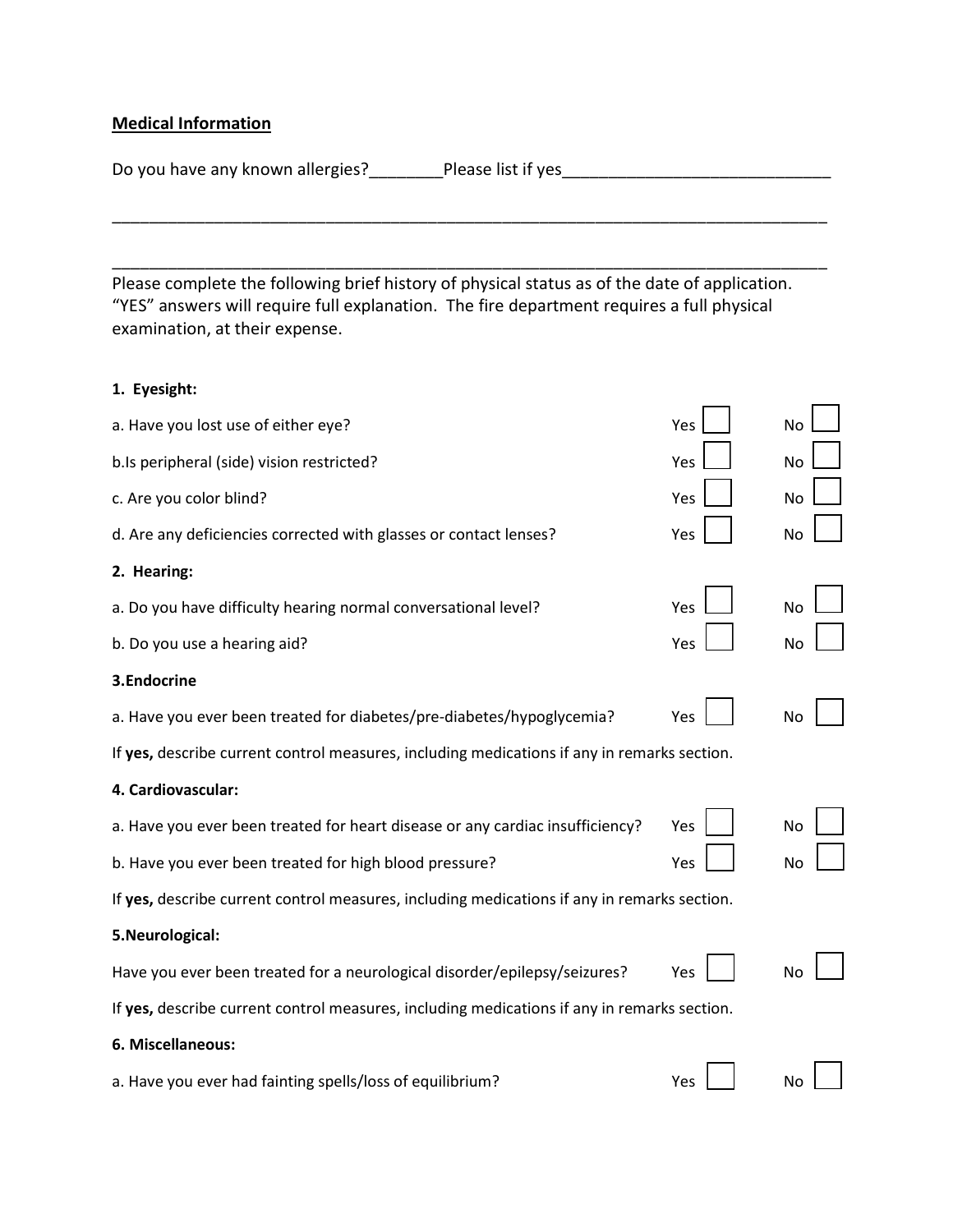## Medical Information

Do you have any known allergies?________Please list if yes_____________________________

_________________________________________________________________________________

_________________________________________________________________________________

Please complete the following brief history of physical status as of the date of application. "YES" answers will require full explanation. The fire department requires a full physical examination, at their expense.

**1. Eyesight:**

a. Have you lost use of either eye? Yes ☐ No ☐

b.Is peripheral (side) vision restricted? Yes ☐ No ☐

c. Are you color blind? Yes ☐ No ☐

d. Are any deficiencies corrected with glasses or contact lenses? Yes ☐ No ☐

**2. Hearing:**

a. Do you have difficulty hearing normal conversational level? Yes ☐ No ☐

b. Do you use a hearing aid? Yes ☐ No ☐

**3.Endocrine**

a. Have you ever been treated for diabetes/pre-diabetes/hypoglycemia? Yes ☐ No ☐

If **yes,** describe current control measures, including medications if any in remarks section.

**4. Cardiovascular:**

a. Have you ever been treated for heart disease or any cardiac insufficiency? Yes ☐ No ☐

b. Have you ever been treated for high blood pressure? Yes ☐ No ☐

If **yes,** describe current control measures, including medications if any in remarks section.

**5.Neurological:**

Have you ever been treated for a neurological disorder/epilepsy/seizures? Yes ☐ No ☐

If **yes,** describe current control measures, including medications if any in remarks section.

**6. Miscellaneous:**

a. Have you ever had fainting spells/loss of equilibrium? Yes ☐ No ☐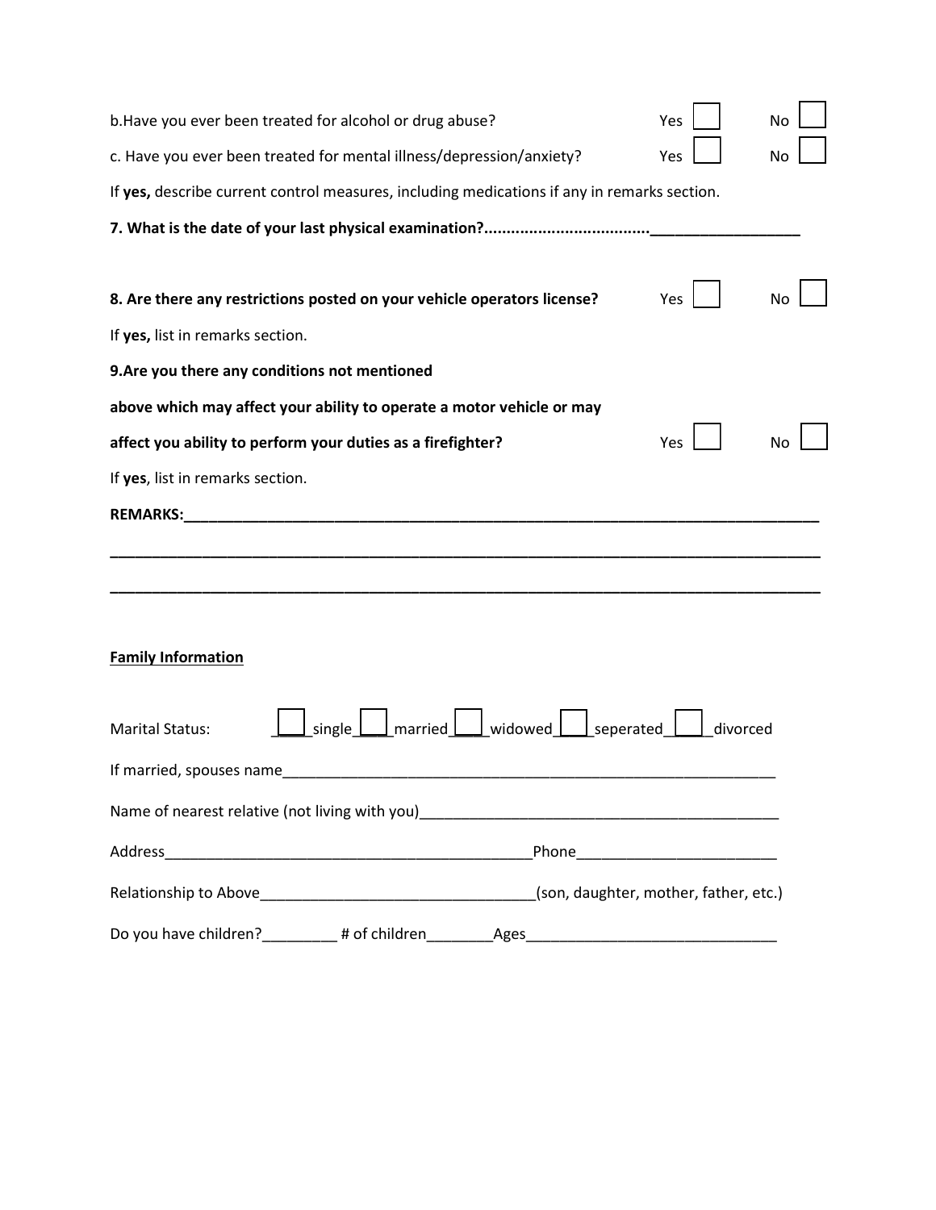b.Have you ever been treated for alcohol or drug abuse? Yes ☐ No ☐

c. Have you ever been treated for mental illness/depression/anxiety? Yes ☐ No ☐

If **yes,** describe current control measures, including medications if any in remarks section.

**7. What is the date of your last physical examination?....................................__________________**

**8. Are there any restrictions posted on your vehicle operators license?** Yes ☐ No ☐

If **yes,** list in remarks section.

**9.Are you there any conditions not mentioned above which may affect your ability to operate a motor vehicle or may affect you ability to perform your duties as a firefighter?** Yes ☐ No ☐

If **yes**, list in remarks section.

**REMARKS:________________________________________________________________________________**

__________________________________________________________________________________________

__________________________________________________________________________________________

**<u>Family Information</u>**

Marital Status: ☐ single ☐ married ☐ widowed ☐ seperated ☐ divorced

If married, spouses name______________________________________________________________

Name of nearest relative (not living with you)__________________________________________

Address_____________________________________________Phone________________________

Relationship to Above_________________________________(son, daughter, mother, father, etc.)

Do you have children?_________ # of children________Ages______________________________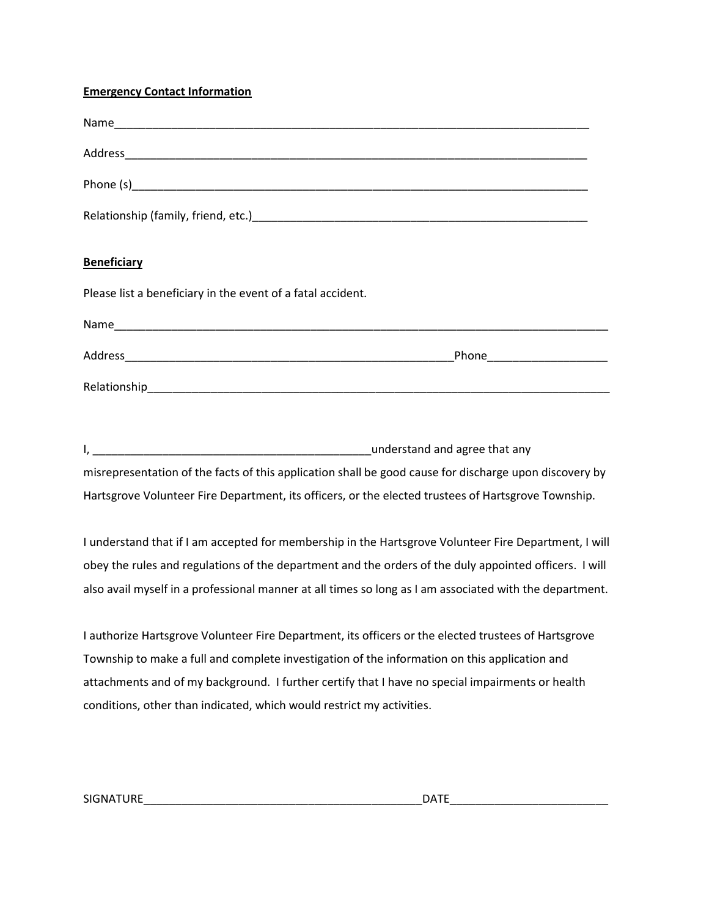**Emergency Contact Information**

Name_______________________________________________________________________________

Address_____________________________________________________________________________

Phone (s)___________________________________________________________________________

Relationship (family, friend, etc.)______________________________________________________

**Beneficiary**

Please list a beneficiary in the event of a fatal accident.

Name________________________________________________________________________________

Address____________________________________________________Phone___________________

Relationship__________________________________________________________________________

I, ____________________________________________understand and agree that any misrepresentation of the facts of this application shall be good cause for discharge upon discovery by Hartsgrove Volunteer Fire Department, its officers, or the elected trustees of Hartsgrove Township.

I understand that if I am accepted for membership in the Hartsgrove Volunteer Fire Department, I will obey the rules and regulations of the department and the orders of the duly appointed officers. I will also avail myself in a professional manner at all times so long as I am associated with the department.

I authorize Hartsgrove Volunteer Fire Department, its officers or the elected trustees of Hartsgrove Township to make a full and complete investigation of the information on this application and attachments and of my background. I further certify that I have no special impairments or health conditions, other than indicated, which would restrict my activities.

SIGNATURE_____________________________________________DATE_________________________